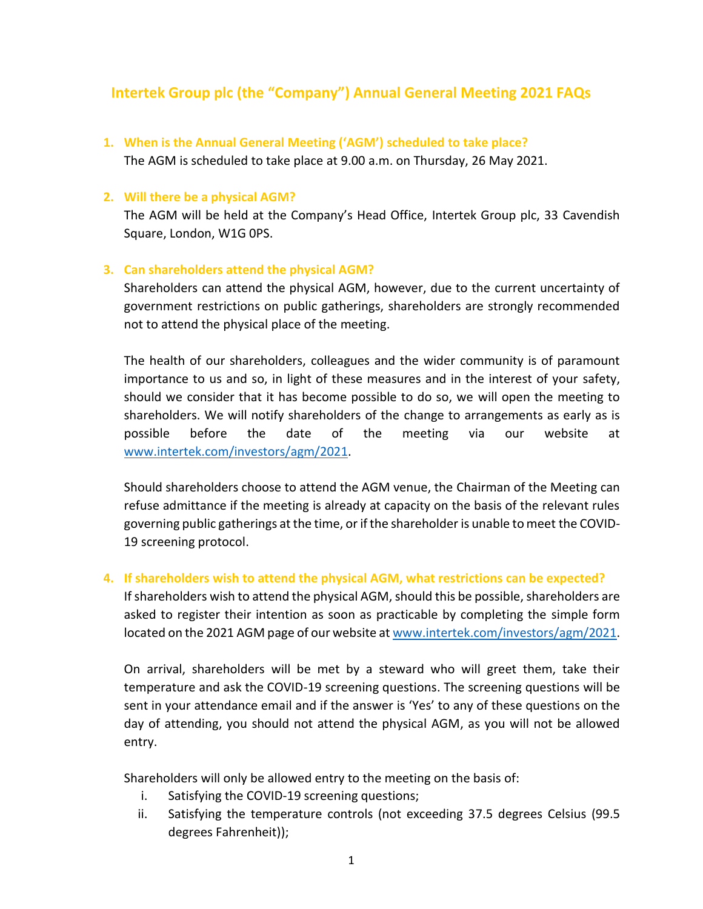# Intertek Group plc (the "Company") Annual General Meeting 2021 FAQs

1. **When is the Annual General Meeting ('AGM') scheduled to take place?**

   The AGM is scheduled to take place at 9.00 a.m. on Thursday, 26 May 2021.

2. **Will there be a physical AGM?**

   The AGM will be held at the Company's Head Office, Intertek Group plc, 33 Cavendish Square, London, W1G 0PS.

3. **Can shareholders attend the physical AGM?**

   Shareholders can attend the physical AGM, however, due to the current uncertainty of government restrictions on public gatherings, shareholders are strongly recommended not to attend the physical place of the meeting.

   The health of our shareholders, colleagues and the wider community is of paramount importance to us and so, in light of these measures and in the interest of your safety, should we consider that it has become possible to do so, we will open the meeting to shareholders. We will notify shareholders of the change to arrangements as early as is possible before the date of the meeting via our website at www.intertek.com/investors/agm/2021.

   Should shareholders choose to attend the AGM venue, the Chairman of the Meeting can refuse admittance if the meeting is already at capacity on the basis of the relevant rules governing public gatherings at the time, or if the shareholder is unable to meet the COVID-19 screening protocol.

4. **If shareholders wish to attend the physical AGM, what restrictions can be expected?**

   If shareholders wish to attend the physical AGM, should this be possible, shareholders are asked to register their intention as soon as practicable by completing the simple form located on the 2021 AGM page of our website at www.intertek.com/investors/agm/2021.

   On arrival, shareholders will be met by a steward who will greet them, take their temperature and ask the COVID-19 screening questions. The screening questions will be sent in your attendance email and if the answer is 'Yes' to any of these questions on the day of attending, you should not attend the physical AGM, as you will not be allowed entry.

   Shareholders will only be allowed entry to the meeting on the basis of:

   i. Satisfying the COVID-19 screening questions;
   ii. Satisfying the temperature controls (not exceeding 37.5 degrees Celsius (99.5 degrees Fahrenheit));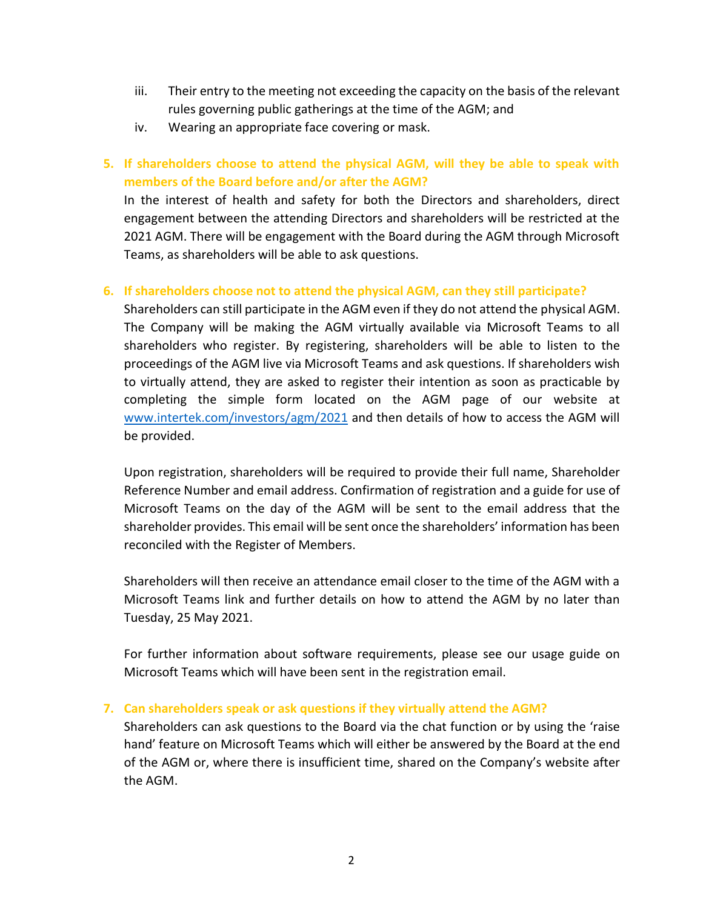iii. Their entry to the meeting not exceeding the capacity on the basis of the relevant rules governing public gatherings at the time of the AGM; and

iv. Wearing an appropriate face covering or mask.

5. **If shareholders choose to attend the physical AGM, will they be able to speak with members of the Board before and/or after the AGM?**

   In the interest of health and safety for both the Directors and shareholders, direct engagement between the attending Directors and shareholders will be restricted at the 2021 AGM. There will be engagement with the Board during the AGM through Microsoft Teams, as shareholders will be able to ask questions.

6. **If shareholders choose not to attend the physical AGM, can they still participate?**

   Shareholders can still participate in the AGM even if they do not attend the physical AGM. The Company will be making the AGM virtually available via Microsoft Teams to all shareholders who register. By registering, shareholders will be able to listen to the proceedings of the AGM live via Microsoft Teams and ask questions. If shareholders wish to virtually attend, they are asked to register their intention as soon as practicable by completing the simple form located on the AGM page of our website at www.intertek.com/investors/agm/2021 and then details of how to access the AGM will be provided.

   Upon registration, shareholders will be required to provide their full name, Shareholder Reference Number and email address. Confirmation of registration and a guide for use of Microsoft Teams on the day of the AGM will be sent to the email address that the shareholder provides. This email will be sent once the shareholders' information has been reconciled with the Register of Members.

   Shareholders will then receive an attendance email closer to the time of the AGM with a Microsoft Teams link and further details on how to attend the AGM by no later than Tuesday, 25 May 2021.

   For further information about software requirements, please see our usage guide on Microsoft Teams which will have been sent in the registration email.

7. **Can shareholders speak or ask questions if they virtually attend the AGM?**

   Shareholders can ask questions to the Board via the chat function or by using the 'raise hand' feature on Microsoft Teams which will either be answered by the Board at the end of the AGM or, where there is insufficient time, shared on the Company's website after the AGM.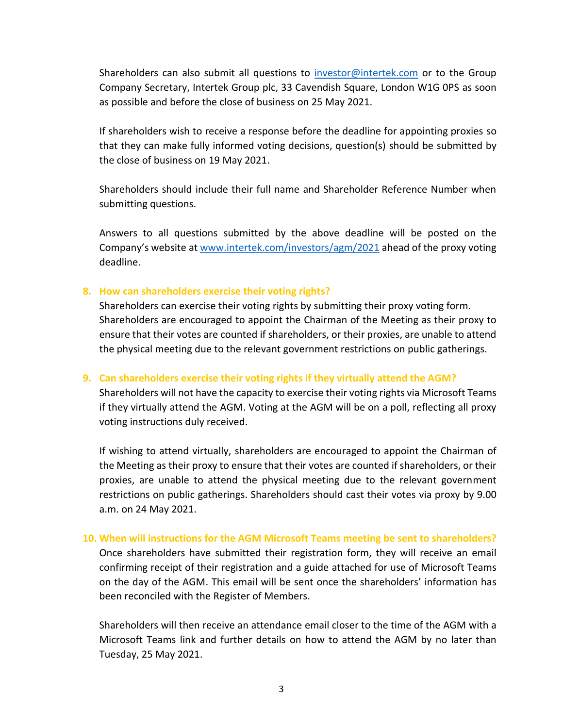Shareholders can also submit all questions to investor@intertek.com or to the Group Company Secretary, Intertek Group plc, 33 Cavendish Square, London W1G 0PS as soon as possible and before the close of business on 25 May 2021.

If shareholders wish to receive a response before the deadline for appointing proxies so that they can make fully informed voting decisions, question(s) should be submitted by the close of business on 19 May 2021.

Shareholders should include their full name and Shareholder Reference Number when submitting questions.

Answers to all questions submitted by the above deadline will be posted on the Company's website at www.intertek.com/investors/agm/2021 ahead of the proxy voting deadline.

### 8. How can shareholders exercise their voting rights?

Shareholders can exercise their voting rights by submitting their proxy voting form. Shareholders are encouraged to appoint the Chairman of the Meeting as their proxy to ensure that their votes are counted if shareholders, or their proxies, are unable to attend the physical meeting due to the relevant government restrictions on public gatherings.

### 9. Can shareholders exercise their voting rights if they virtually attend the AGM?

Shareholders will not have the capacity to exercise their voting rights via Microsoft Teams if they virtually attend the AGM. Voting at the AGM will be on a poll, reflecting all proxy voting instructions duly received.

If wishing to attend virtually, shareholders are encouraged to appoint the Chairman of the Meeting as their proxy to ensure that their votes are counted if shareholders, or their proxies, are unable to attend the physical meeting due to the relevant government restrictions on public gatherings. Shareholders should cast their votes via proxy by 9.00 a.m. on 24 May 2021.

### 10. When will instructions for the AGM Microsoft Teams meeting be sent to shareholders?

Once shareholders have submitted their registration form, they will receive an email confirming receipt of their registration and a guide attached for use of Microsoft Teams on the day of the AGM. This email will be sent once the shareholders' information has been reconciled with the Register of Members.

Shareholders will then receive an attendance email closer to the time of the AGM with a Microsoft Teams link and further details on how to attend the AGM by no later than Tuesday, 25 May 2021.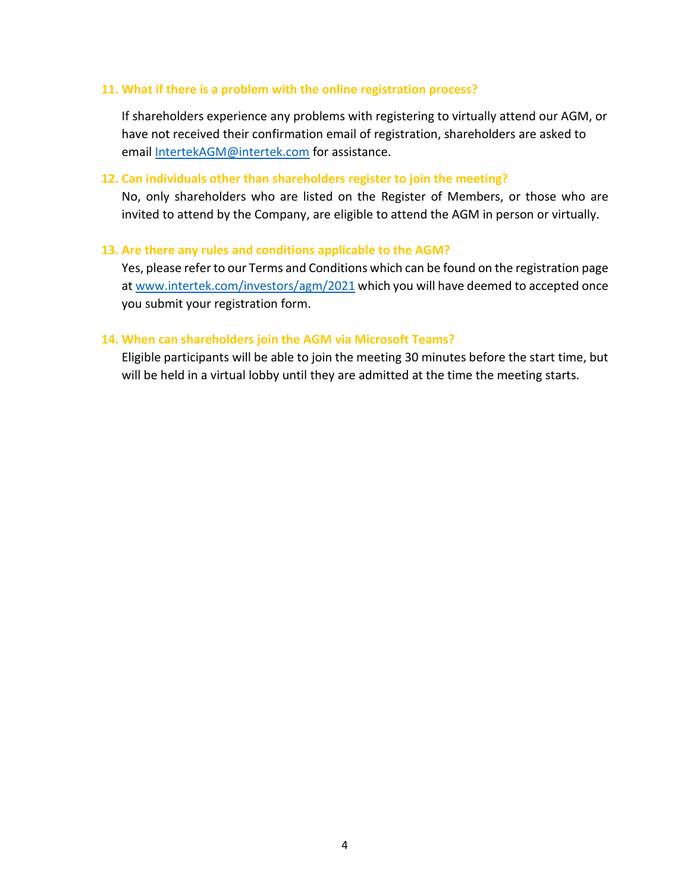### 11. What if there is a problem with the online registration process?

If shareholders experience any problems with registering to virtually attend our AGM, or have not received their confirmation email of registration, shareholders are asked to email [IntertekAGM@intertek.com](mailto:IntertekAGM@intertek.com) for assistance.

### 12. Can individuals other than shareholders register to join the meeting?

No, only shareholders who are listed on the Register of Members, or those who are invited to attend by the Company, are eligible to attend the AGM in person or virtually.

### 13. Are there any rules and conditions applicable to the AGM?

Yes, please refer to our Terms and Conditions which can be found on the registration page at [www.intertek.com/investors/agm/2021](http://www.intertek.com/investors/agm/2021) which you will have deemed to accepted once you submit your registration form.

### 14. When can shareholders join the AGM via Microsoft Teams?

Eligible participants will be able to join the meeting 30 minutes before the start time, but will be held in a virtual lobby until they are admitted at the time the meeting starts.